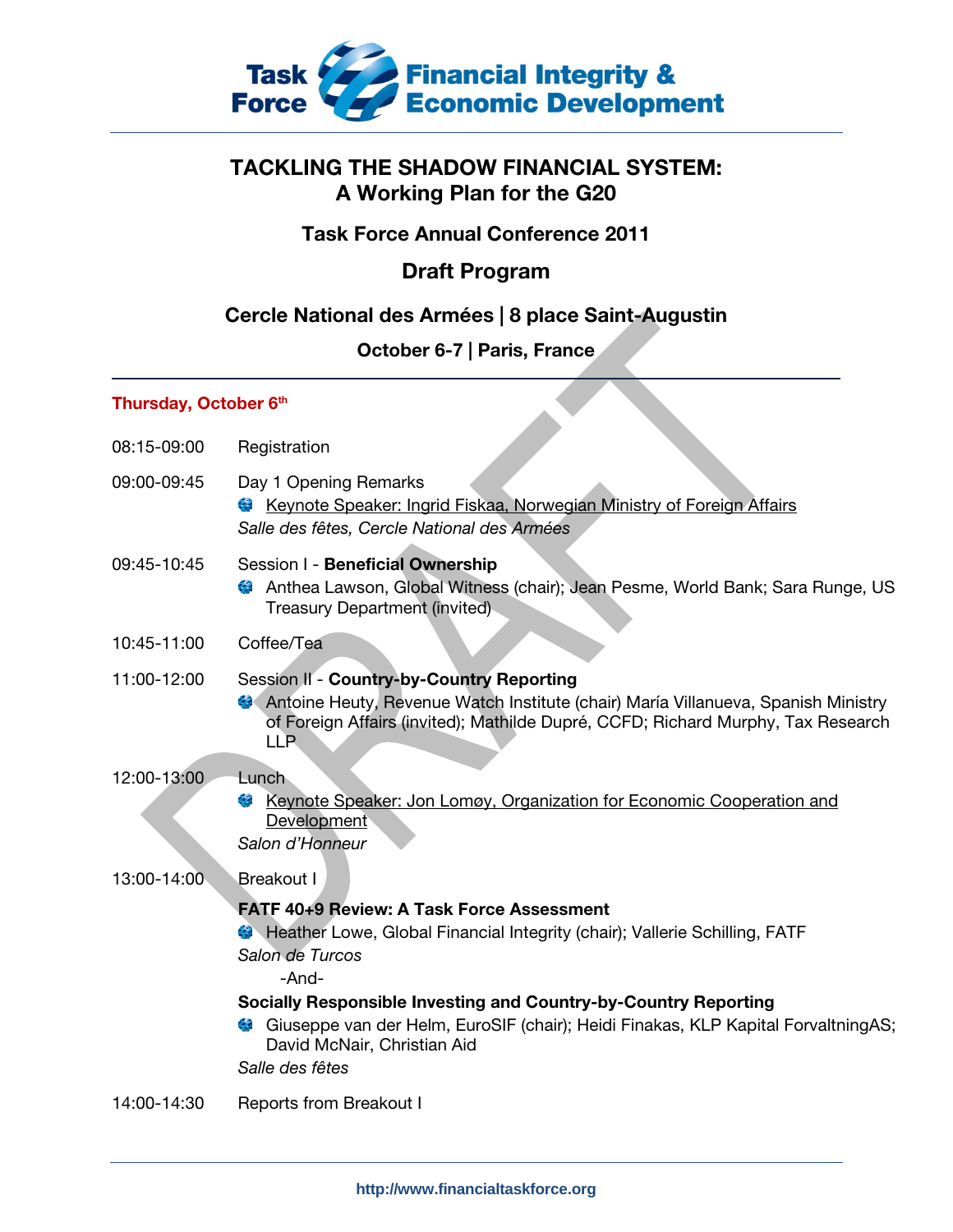Task Force | Financial Integrity & Economic Development

# TACKLING THE SHADOW FINANCIAL SYSTEM: A Working Plan for the G20

## Task Force Annual Conference 2011

## Draft Program

### Cercle National des Armées | 8 place Saint-Augustin

### October 6-7 | Paris, France

---

**Thursday, October 6th**

08:15-09:00 Registration

09:00-09:45 Day 1 Opening Remarks
- Keynote Speaker: Ingrid Fiskaa, Norwegian Ministry of Foreign Affairs

*Salle des fêtes, Cercle National des Armées*

09:45-10:45 Session I - **Beneficial Ownership**
- Anthea Lawson, Global Witness (chair); Jean Pesme, World Bank; Sara Runge, US Treasury Department (invited)

10:45-11:00 Coffee/Tea

11:00-12:00 Session II - **Country-by-Country Reporting**
- Antoine Heuty, Revenue Watch Institute (chair) María Villanueva, Spanish Ministry of Foreign Affairs (invited); Mathilde Dupré, CCFD; Richard Murphy, Tax Research LLP

12:00-13:00 Lunch
- Keynote Speaker: Jon Lomøy, Organization for Economic Cooperation and Development

*Salon d'Honneur*

13:00-14:00 Breakout I

**FATF 40+9 Review: A Task Force Assessment**
- Heather Lowe, Global Financial Integrity (chair); Vallerie Schilling, FATF

*Salon de Turcos*

-And-

**Socially Responsible Investing and Country-by-Country Reporting**
- Giuseppe van der Helm, EuroSIF (chair); Heidi Finakas, KLP Kapital ForvaltningAS; David McNair, Christian Aid

*Salle des fêtes*

14:00-14:30 Reports from Breakout I

http://www.financialtaskforce.org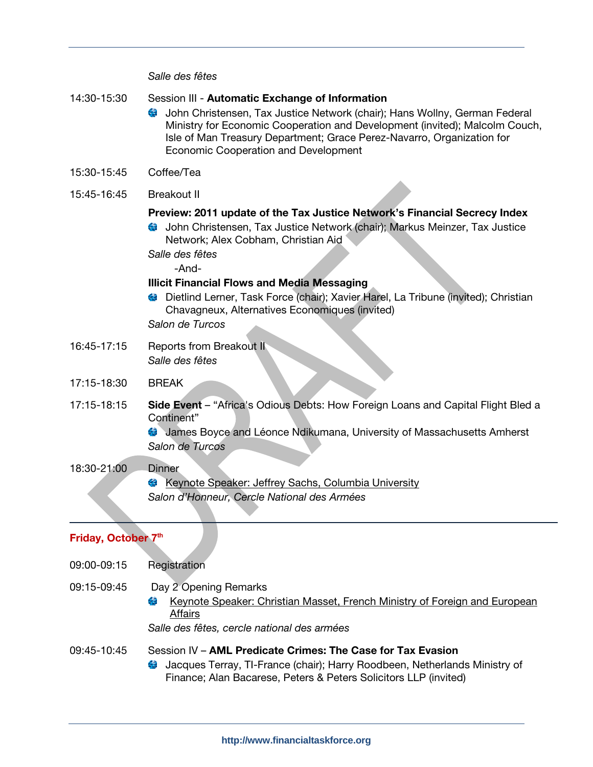*Salle des fêtes*

14:30-15:30 Session III - **Automatic Exchange of Information**

- John Christensen, Tax Justice Network (chair); Hans Wollny, German Federal Ministry for Economic Cooperation and Development (invited); Malcolm Couch, Isle of Man Treasury Department; Grace Perez-Navarro, Organization for Economic Cooperation and Development

15:30-15:45 Coffee/Tea

15:45-16:45 Breakout II

**Preview: 2011 update of the Tax Justice Network's Financial Secrecy Index**

- John Christensen, Tax Justice Network (chair); Markus Meinzer, Tax Justice Network; Alex Cobham, Christian Aid

*Salle des fêtes*

-And-

**Illicit Financial Flows and Media Messaging**

- Dietlind Lerner, Task Force (chair); Xavier Harel, La Tribune (invited); Christian Chavagneux, Alternatives Economiques (invited)

*Salon de Turcos*

16:45-17:15 Reports from Breakout II
*Salle des fêtes*

17:15-18:30 BREAK

17:15-18:15 **Side Event** – "Africa's Odious Debts: How Foreign Loans and Capital Flight Bled a Continent"

- James Boyce and Léonce Ndikumana, University of Massachusetts Amherst

*Salon de Turcos*

18:30-21:00 Dinner

- Keynote Speaker: Jeffrey Sachs, Columbia University

*Salon d'Honneur, Cercle National des Armées*

## Friday, October 7th

09:00-09:15 Registration

09:15-09:45 Day 2 Opening Remarks

- Keynote Speaker: Christian Masset, French Ministry of Foreign and European Affairs

*Salle des fêtes, cercle national des armées*

09:45-10:45 Session IV – **AML Predicate Crimes: The Case for Tax Evasion**

- Jacques Terray, TI-France (chair); Harry Roodbeen, Netherlands Ministry of Finance; Alan Bacarese, Peters & Peters Solicitors LLP (invited)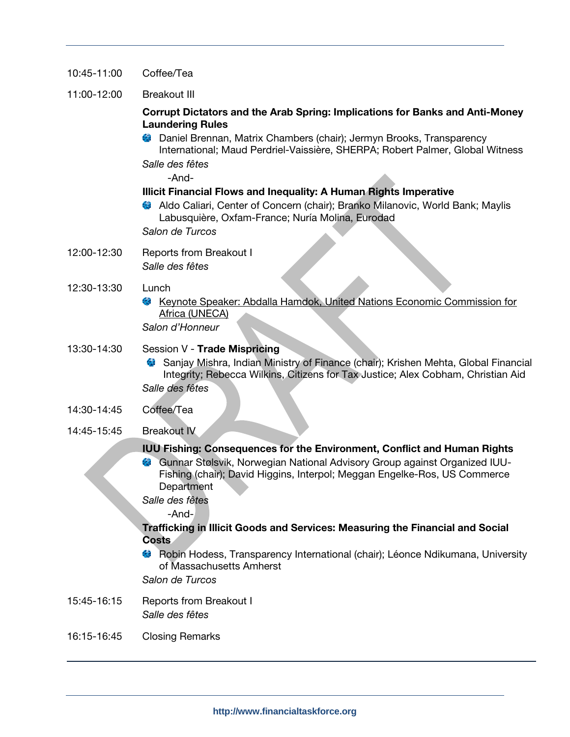10:45-11:00 Coffee/Tea

11:00-12:00 Breakout III

**Corrupt Dictators and the Arab Spring: Implications for Banks and Anti-Money Laundering Rules**

- Daniel Brennan, Matrix Chambers (chair); Jermyn Brooks, Transparency International; Maud Perdriel-Vaissière, SHERPA; Robert Palmer, Global Witness

*Salle des fêtes*

-And-

**Illicit Financial Flows and Inequality: A Human Rights Imperative**

- Aldo Caliari, Center of Concern (chair); Branko Milanovic, World Bank; Maylis Labusquière, Oxfam-France; Nuría Molina, Eurodad

*Salon de Turcos*

12:00-12:30 Reports from Breakout I

*Salle des fêtes*

12:30-13:30 Lunch

- Keynote Speaker: Abdalla Hamdok, United Nations Economic Commission for Africa (UNECA)

*Salon d'Honneur*

13:30-14:30 Session V - **Trade Mispricing**

- Sanjay Mishra, Indian Ministry of Finance (chair); Krishen Mehta, Global Financial Integrity; Rebecca Wilkins, Citizens for Tax Justice; Alex Cobham, Christian Aid

*Salle des fêtes*

14:30-14:45 Coffee/Tea

14:45-15:45 Breakout IV

**IUU Fishing: Consequences for the Environment, Conflict and Human Rights**

- Gunnar Stølsvik, Norwegian National Advisory Group against Organized IUU-Fishing (chair); David Higgins, Interpol; Meggan Engelke-Ros, US Commerce Department

*Salle des fêtes*

-And-

**Trafficking in Illicit Goods and Services: Measuring the Financial and Social Costs**

- Robin Hodess, Transparency International (chair); Léonce Ndikumana, University of Massachusetts Amherst

*Salon de Turcos*

15:45-16:15 Reports from Breakout I

*Salle des fêtes*

16:15-16:45 Closing Remarks

http://www.financialtaskforce.org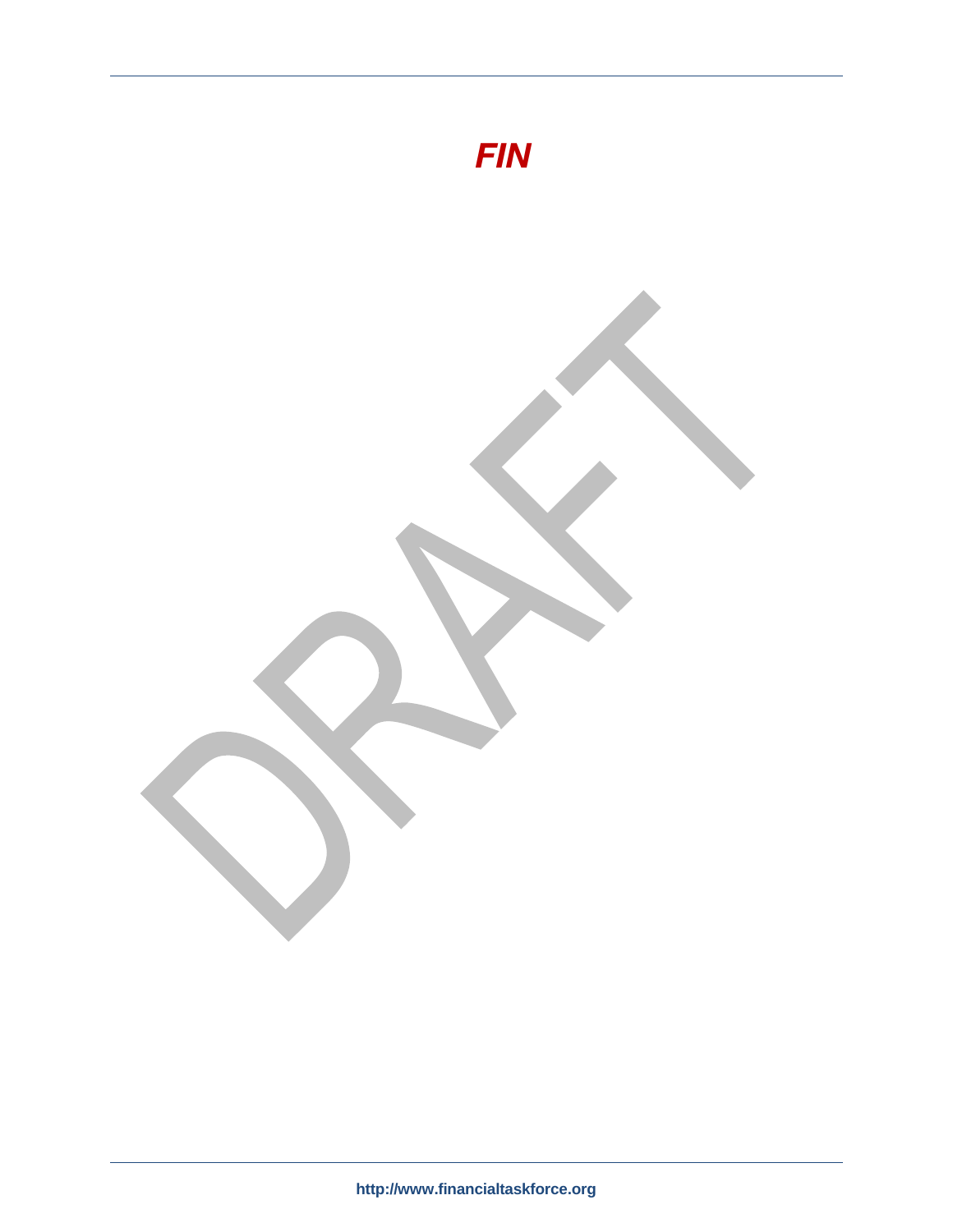***FIN***

DRAFT